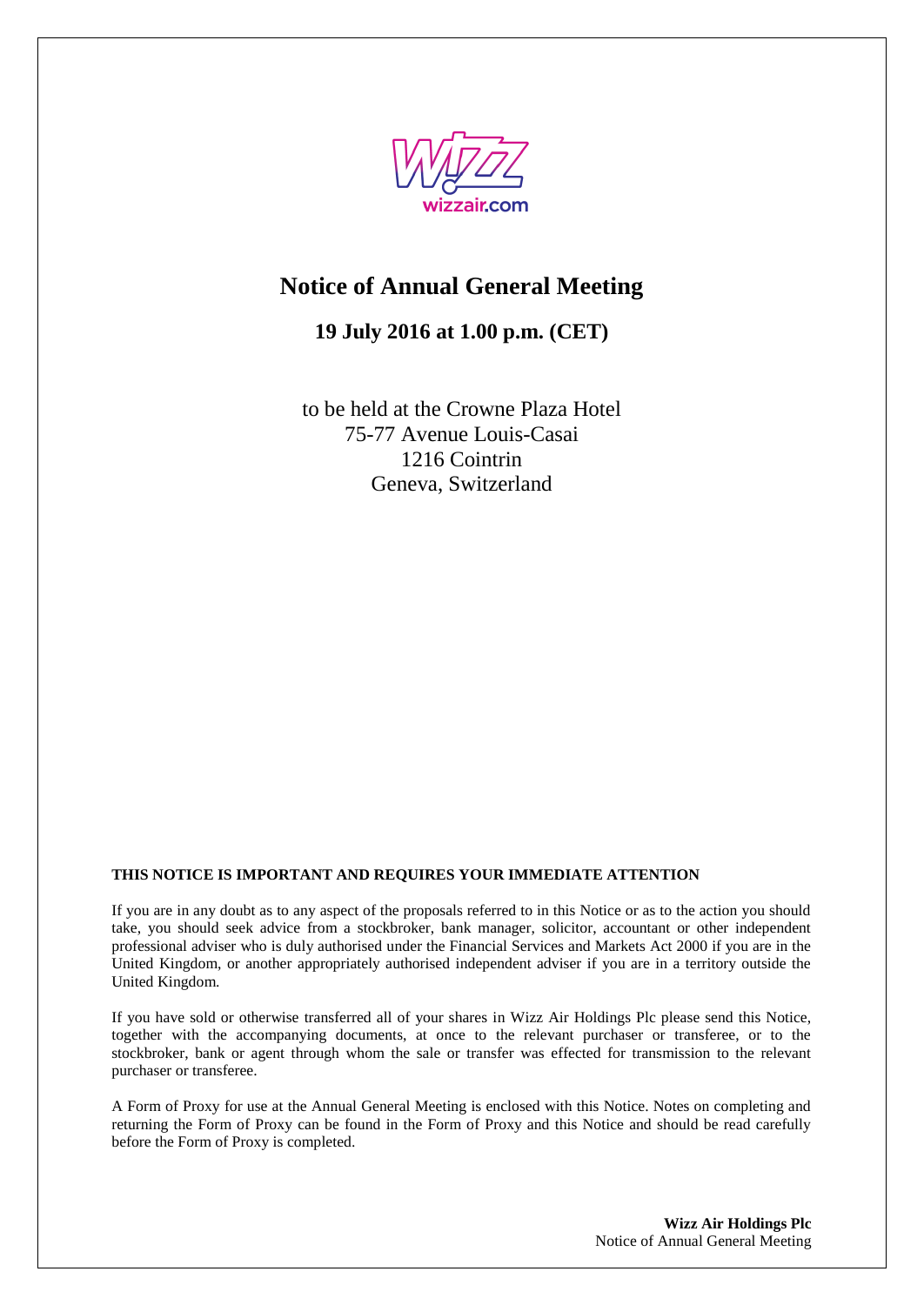wizzair.com

# Notice of Annual General Meeting

## 19 July 2016 at 1.00 p.m. (CET)

to be held at the Crowne Plaza Hotel
75-77 Avenue Louis-Casai
1216 Cointrin
Geneva, Switzerland

**THIS NOTICE IS IMPORTANT AND REQUIRES YOUR IMMEDIATE ATTENTION**

If you are in any doubt as to any aspect of the proposals referred to in this Notice or as to the action you should take, you should seek advice from a stockbroker, bank manager, solicitor, accountant or other independent professional adviser who is duly authorised under the Financial Services and Markets Act 2000 if you are in the United Kingdom, or another appropriately authorised independent adviser if you are in a territory outside the United Kingdom.

If you have sold or otherwise transferred all of your shares in Wizz Air Holdings Plc please send this Notice, together with the accompanying documents, at once to the relevant purchaser or transferee, or to the stockbroker, bank or agent through whom the sale or transfer was effected for transmission to the relevant purchaser or transferee.

A Form of Proxy for use at the Annual General Meeting is enclosed with this Notice. Notes on completing and returning the Form of Proxy can be found in the Form of Proxy and this Notice and should be read carefully before the Form of Proxy is completed.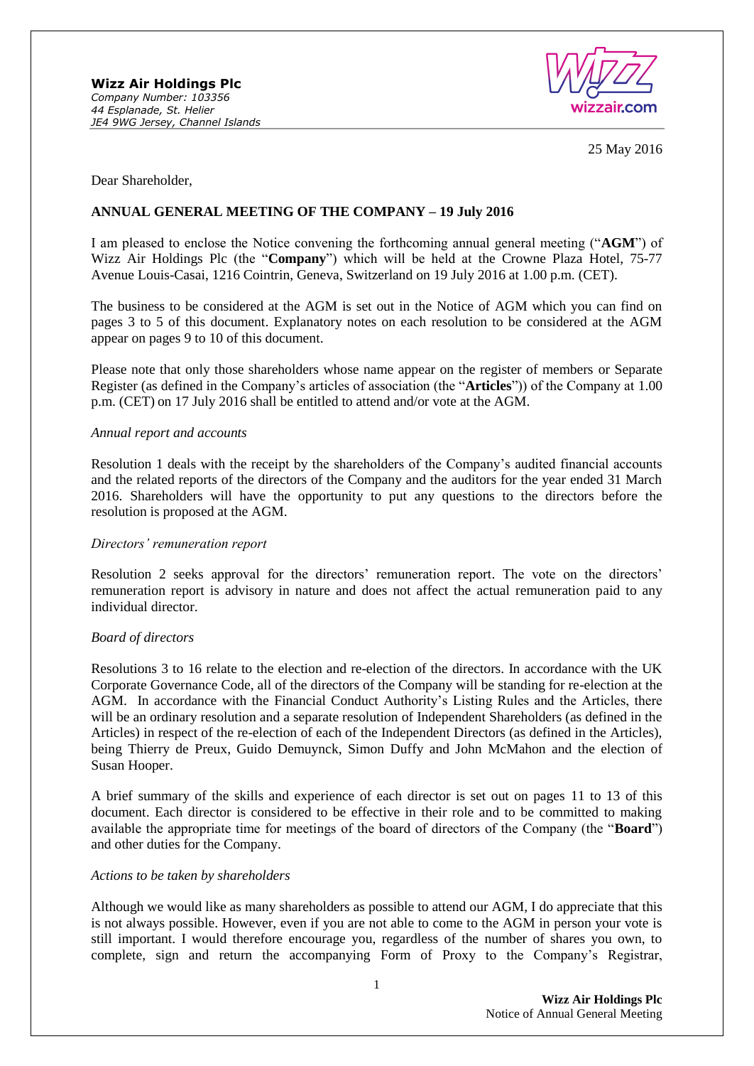**Wizz Air Holdings Plc**
*Company Number: 103356*
*44 Esplanade, St. Helier*
*JE4 9WG Jersey, Channel Islands*

25 May 2016

Dear Shareholder,

**ANNUAL GENERAL MEETING OF THE COMPANY – 19 July 2016**

I am pleased to enclose the Notice convening the forthcoming annual general meeting ("**AGM**") of Wizz Air Holdings Plc (the "**Company**") which will be held at the Crowne Plaza Hotel, 75-77 Avenue Louis-Casai, 1216 Cointrin, Geneva, Switzerland on 19 July 2016 at 1.00 p.m. (CET).

The business to be considered at the AGM is set out in the Notice of AGM which you can find on pages 3 to 5 of this document. Explanatory notes on each resolution to be considered at the AGM appear on pages 9 to 10 of this document.

Please note that only those shareholders whose name appear on the register of members or Separate Register (as defined in the Company's articles of association (the "**Articles**")) of the Company at 1.00 p.m. (CET) on 17 July 2016 shall be entitled to attend and/or vote at the AGM.

*Annual report and accounts*

Resolution 1 deals with the receipt by the shareholders of the Company's audited financial accounts and the related reports of the directors of the Company and the auditors for the year ended 31 March 2016. Shareholders will have the opportunity to put any questions to the directors before the resolution is proposed at the AGM.

*Directors' remuneration report*

Resolution 2 seeks approval for the directors' remuneration report. The vote on the directors' remuneration report is advisory in nature and does not affect the actual remuneration paid to any individual director.

*Board of directors*

Resolutions 3 to 16 relate to the election and re-election of the directors. In accordance with the UK Corporate Governance Code, all of the directors of the Company will be standing for re-election at the AGM. In accordance with the Financial Conduct Authority's Listing Rules and the Articles, there will be an ordinary resolution and a separate resolution of Independent Shareholders (as defined in the Articles) in respect of the re-election of each of the Independent Directors (as defined in the Articles), being Thierry de Preux, Guido Demuynck, Simon Duffy and John McMahon and the election of Susan Hooper.

A brief summary of the skills and experience of each director is set out on pages 11 to 13 of this document. Each director is considered to be effective in their role and to be committed to making available the appropriate time for meetings of the board of directors of the Company (the "**Board**") and other duties for the Company.

*Actions to be taken by shareholders*

Although we would like as many shareholders as possible to attend our AGM, I do appreciate that this is not always possible. However, even if you are not able to come to the AGM in person your vote is still important. I would therefore encourage you, regardless of the number of shares you own, to complete, sign and return the accompanying Form of Proxy to the Company's Registrar,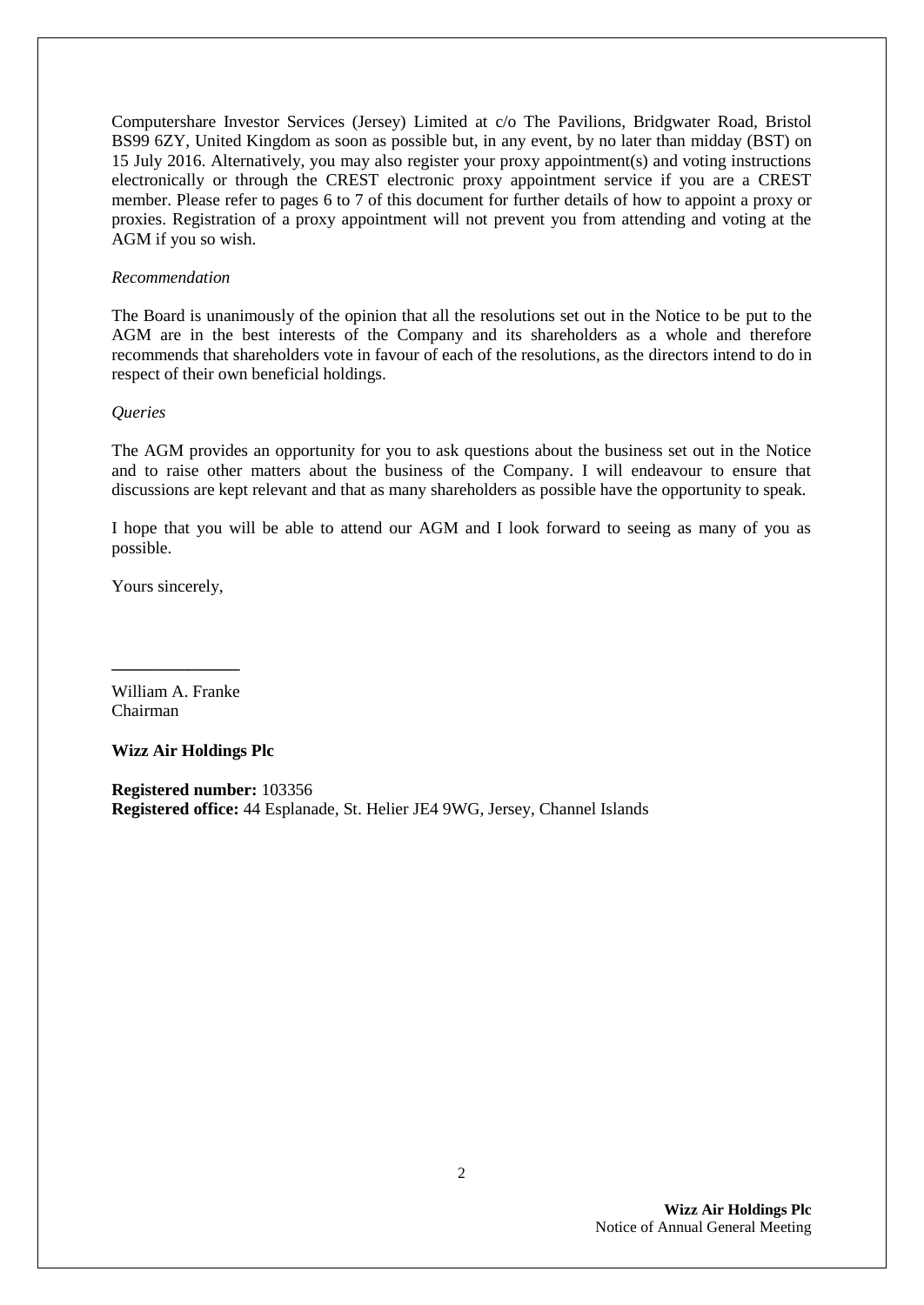Computershare Investor Services (Jersey) Limited at c/o The Pavilions, Bridgwater Road, Bristol BS99 6ZY, United Kingdom as soon as possible but, in any event, by no later than midday (BST) on 15 July 2016. Alternatively, you may also register your proxy appointment(s) and voting instructions electronically or through the CREST electronic proxy appointment service if you are a CREST member. Please refer to pages 6 to 7 of this document for further details of how to appoint a proxy or proxies. Registration of a proxy appointment will not prevent you from attending and voting at the AGM if you so wish.

*Recommendation*

The Board is unanimously of the opinion that all the resolutions set out in the Notice to be put to the AGM are in the best interests of the Company and its shareholders as a whole and therefore recommends that shareholders vote in favour of each of the resolutions, as the directors intend to do in respect of their own beneficial holdings.

*Queries*

The AGM provides an opportunity for you to ask questions about the business set out in the Notice and to raise other matters about the business of the Company. I will endeavour to ensure that discussions are kept relevant and that as many shareholders as possible have the opportunity to speak.

I hope that you will be able to attend our AGM and I look forward to seeing as many of you as possible.

Yours sincerely,

_______________

William A. Franke
Chairman

**Wizz Air Holdings Plc**

**Registered number:** 103356
**Registered office:** 44 Esplanade, St. Helier JE4 9WG, Jersey, Channel Islands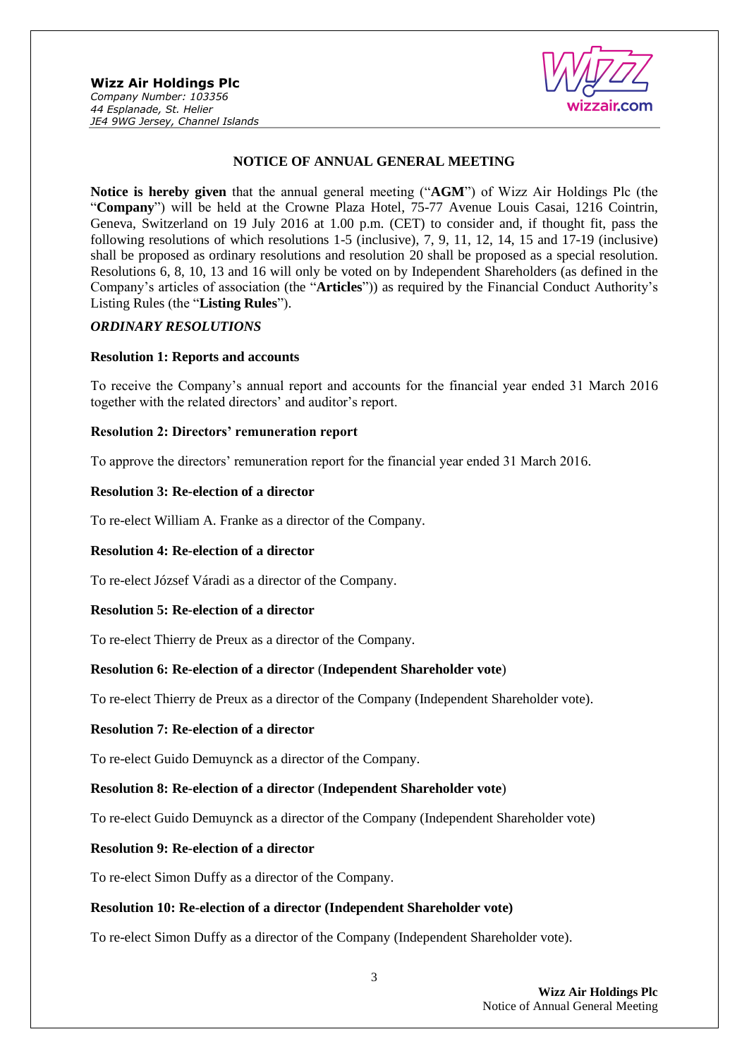**Wizz Air Holdings Plc**
*Company Number: 103356*
*44 Esplanade, St. Helier*
*JE4 9WG Jersey, Channel Islands*

## NOTICE OF ANNUAL GENERAL MEETING

**Notice is hereby given** that the annual general meeting ("**AGM**") of Wizz Air Holdings Plc (the "**Company**") will be held at the Crowne Plaza Hotel, 75-77 Avenue Louis Casai, 1216 Cointrin, Geneva, Switzerland on 19 July 2016 at 1.00 p.m. (CET) to consider and, if thought fit, pass the following resolutions of which resolutions 1-5 (inclusive), 7, 9, 11, 12, 14, 15 and 17-19 (inclusive) shall be proposed as ordinary resolutions and resolution 20 shall be proposed as a special resolution. Resolutions 6, 8, 10, 13 and 16 will only be voted on by Independent Shareholders (as defined in the Company's articles of association (the "**Articles**")) as required by the Financial Conduct Authority's Listing Rules (the "**Listing Rules**").

### *ORDINARY RESOLUTIONS*

**Resolution 1: Reports and accounts**

To receive the Company's annual report and accounts for the financial year ended 31 March 2016 together with the related directors' and auditor's report.

**Resolution 2: Directors' remuneration report**

To approve the directors' remuneration report for the financial year ended 31 March 2016.

**Resolution 3: Re-election of a director**

To re-elect William A. Franke as a director of the Company.

**Resolution 4: Re-election of a director**

To re-elect József Váradi as a director of the Company.

**Resolution 5: Re-election of a director**

To re-elect Thierry de Preux as a director of the Company.

**Resolution 6: Re-election of a director (Independent Shareholder vote)**

To re-elect Thierry de Preux as a director of the Company (Independent Shareholder vote).

**Resolution 7: Re-election of a director**

To re-elect Guido Demuynck as a director of the Company.

**Resolution 8: Re-election of a director (Independent Shareholder vote)**

To re-elect Guido Demuynck as a director of the Company (Independent Shareholder vote)

**Resolution 9: Re-election of a director**

To re-elect Simon Duffy as a director of the Company.

**Resolution 10: Re-election of a director (Independent Shareholder vote)**

To re-elect Simon Duffy as a director of the Company (Independent Shareholder vote).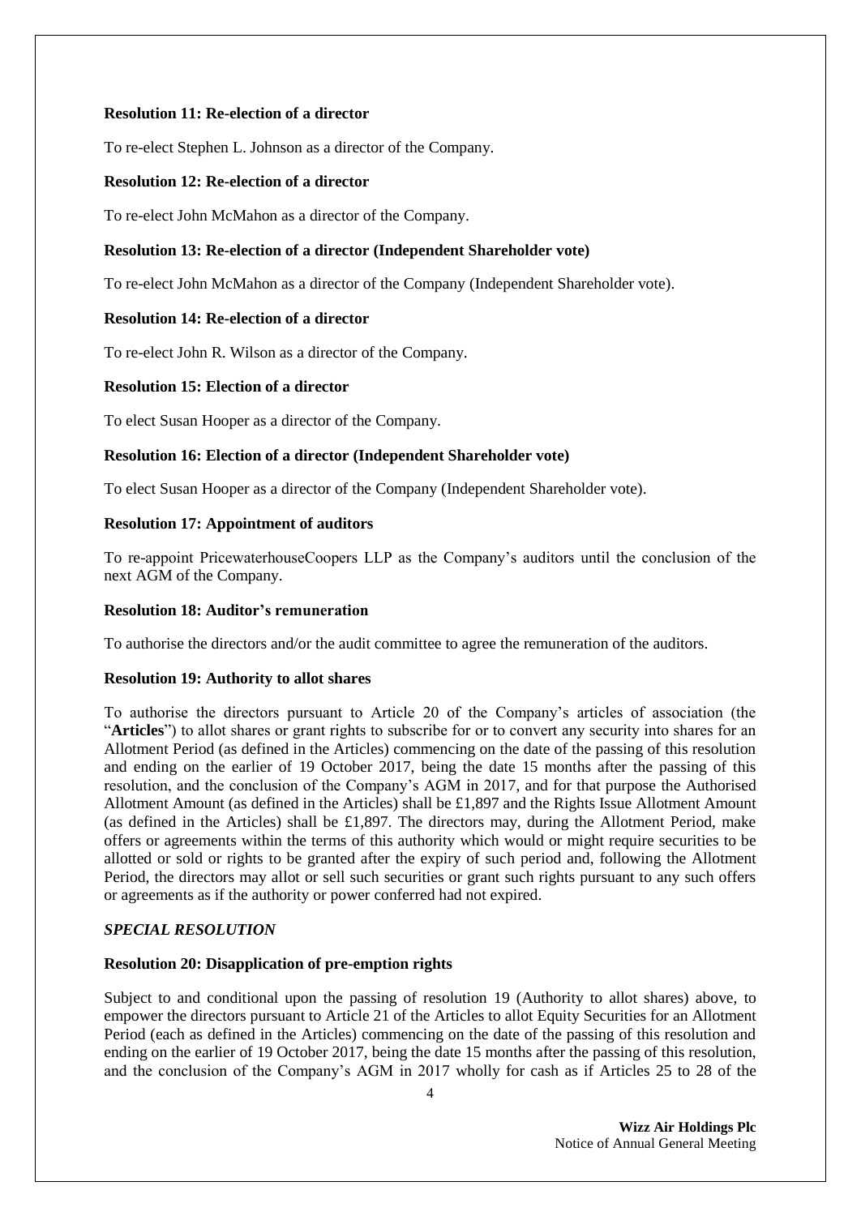**Resolution 11: Re-election of a director**

To re-elect Stephen L. Johnson as a director of the Company.

**Resolution 12: Re-election of a director**

To re-elect John McMahon as a director of the Company.

**Resolution 13: Re-election of a director (Independent Shareholder vote)**

To re-elect John McMahon as a director of the Company (Independent Shareholder vote).

**Resolution 14: Re-election of a director**

To re-elect John R. Wilson as a director of the Company.

**Resolution 15: Election of a director**

To elect Susan Hooper as a director of the Company.

**Resolution 16: Election of a director (Independent Shareholder vote)**

To elect Susan Hooper as a director of the Company (Independent Shareholder vote).

**Resolution 17: Appointment of auditors**

To re-appoint PricewaterhouseCoopers LLP as the Company's auditors until the conclusion of the next AGM of the Company.

**Resolution 18: Auditor's remuneration**

To authorise the directors and/or the audit committee to agree the remuneration of the auditors.

**Resolution 19: Authority to allot shares**

To authorise the directors pursuant to Article 20 of the Company's articles of association (the "**Articles**") to allot shares or grant rights to subscribe for or to convert any security into shares for an Allotment Period (as defined in the Articles) commencing on the date of the passing of this resolution and ending on the earlier of 19 October 2017, being the date 15 months after the passing of this resolution, and the conclusion of the Company's AGM in 2017, and for that purpose the Authorised Allotment Amount (as defined in the Articles) shall be £1,897 and the Rights Issue Allotment Amount (as defined in the Articles) shall be £1,897. The directors may, during the Allotment Period, make offers or agreements within the terms of this authority which would or might require securities to be allotted or sold or rights to be granted after the expiry of such period and, following the Allotment Period, the directors may allot or sell such securities or grant such rights pursuant to any such offers or agreements as if the authority or power conferred had not expired.

***SPECIAL RESOLUTION***

**Resolution 20: Disapplication of pre-emption rights**

Subject to and conditional upon the passing of resolution 19 (Authority to allot shares) above, to empower the directors pursuant to Article 21 of the Articles to allot Equity Securities for an Allotment Period (each as defined in the Articles) commencing on the date of the passing of this resolution and ending on the earlier of 19 October 2017, being the date 15 months after the passing of this resolution, and the conclusion of the Company's AGM in 2017 wholly for cash as if Articles 25 to 28 of the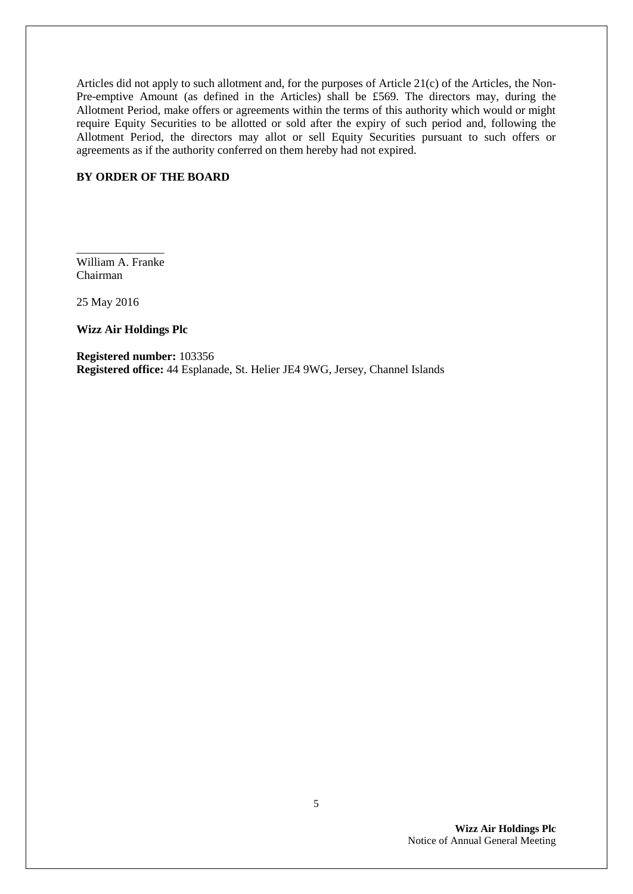Articles did not apply to such allotment and, for the purposes of Article 21(c) of the Articles, the Non-Pre-emptive Amount (as defined in the Articles) shall be £569. The directors may, during the Allotment Period, make offers or agreements within the terms of this authority which would or might require Equity Securities to be allotted or sold after the expiry of such period and, following the Allotment Period, the directors may allot or sell Equity Securities pursuant to such offers or agreements as if the authority conferred on them hereby had not expired.

**BY ORDER OF THE BOARD**

_______________
William A. Franke
Chairman

25 May 2016

**Wizz Air Holdings Plc**

**Registered number:** 103356
**Registered office:** 44 Esplanade, St. Helier JE4 9WG, Jersey, Channel Islands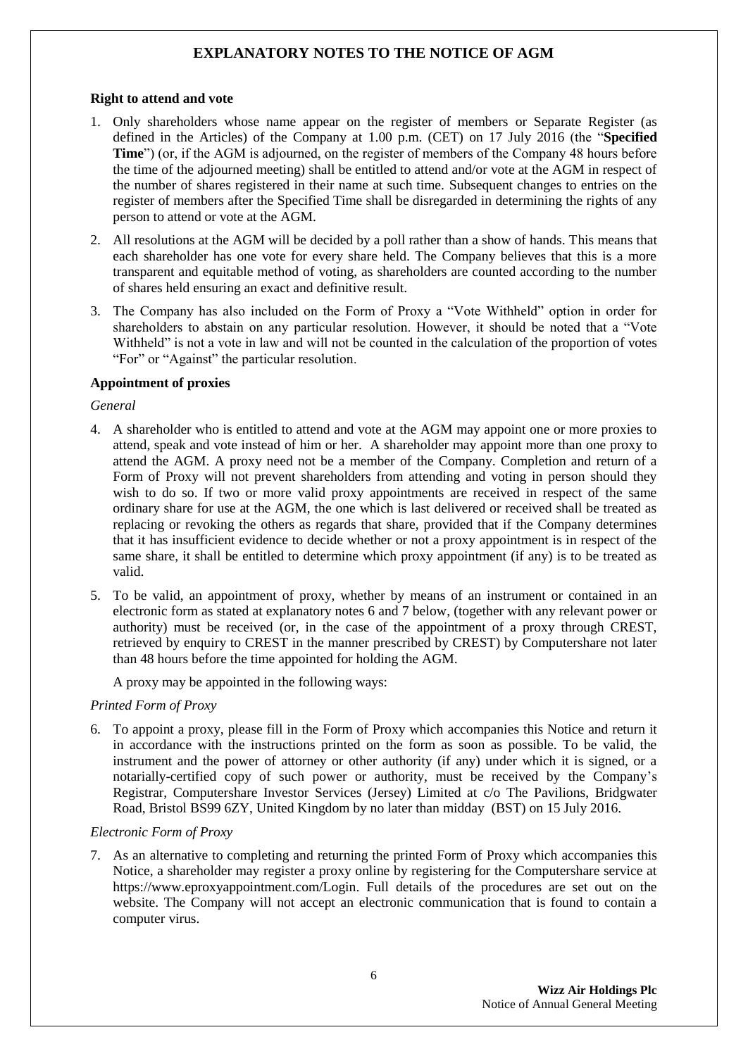# EXPLANATORY NOTES TO THE NOTICE OF AGM

### Right to attend and vote

1. Only shareholders whose name appear on the register of members or Separate Register (as defined in the Articles) of the Company at 1.00 p.m. (CET) on 17 July 2016 (the "**Specified Time**") (or, if the AGM is adjourned, on the register of members of the Company 48 hours before the time of the adjourned meeting) shall be entitled to attend and/or vote at the AGM in respect of the number of shares registered in their name at such time. Subsequent changes to entries on the register of members after the Specified Time shall be disregarded in determining the rights of any person to attend or vote at the AGM.
2. All resolutions at the AGM will be decided by a poll rather than a show of hands. This means that each shareholder has one vote for every share held. The Company believes that this is a more transparent and equitable method of voting, as shareholders are counted according to the number of shares held ensuring an exact and definitive result.
3. The Company has also included on the Form of Proxy a "Vote Withheld" option in order for shareholders to abstain on any particular resolution. However, it should be noted that a "Vote Withheld" is not a vote in law and will not be counted in the calculation of the proportion of votes "For" or "Against" the particular resolution.

### Appointment of proxies

*General*

4. A shareholder who is entitled to attend and vote at the AGM may appoint one or more proxies to attend, speak and vote instead of him or her. A shareholder may appoint more than one proxy to attend the AGM. A proxy need not be a member of the Company. Completion and return of a Form of Proxy will not prevent shareholders from attending and voting in person should they wish to do so. If two or more valid proxy appointments are received in respect of the same ordinary share for use at the AGM, the one which is last delivered or received shall be treated as replacing or revoking the others as regards that share, provided that if the Company determines that it has insufficient evidence to decide whether or not a proxy appointment is in respect of the same share, it shall be entitled to determine which proxy appointment (if any) is to be treated as valid.
5. To be valid, an appointment of proxy, whether by means of an instrument or contained in an electronic form as stated at explanatory notes 6 and 7 below, (together with any relevant power or authority) must be received (or, in the case of the appointment of a proxy through CREST, retrieved by enquiry to CREST in the manner prescribed by CREST) by Computershare not later than 48 hours before the time appointed for holding the AGM.

   A proxy may be appointed in the following ways:

*Printed Form of Proxy*

6. To appoint a proxy, please fill in the Form of Proxy which accompanies this Notice and return it in accordance with the instructions printed on the form as soon as possible. To be valid, the instrument and the power of attorney or other authority (if any) under which it is signed, or a notarially-certified copy of such power or authority, must be received by the Company's Registrar, Computershare Investor Services (Jersey) Limited at c/o The Pavilions, Bridgwater Road, Bristol BS99 6ZY, United Kingdom by no later than midday (BST) on 15 July 2016.

*Electronic Form of Proxy*

7. As an alternative to completing and returning the printed Form of Proxy which accompanies this Notice, a shareholder may register a proxy online by registering for the Computershare service at https://www.eproxyappointment.com/Login. Full details of the procedures are set out on the website. The Company will not accept an electronic communication that is found to contain a computer virus.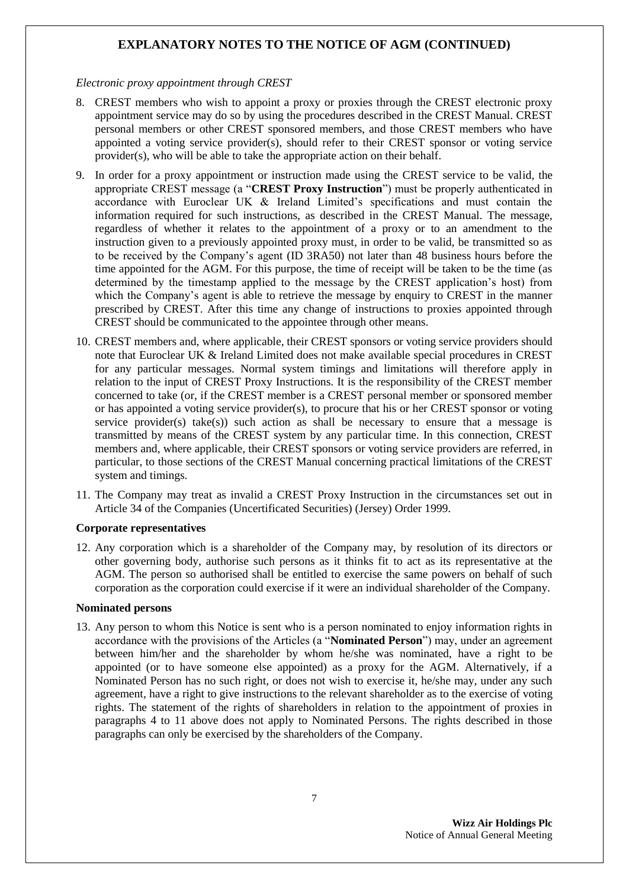# EXPLANATORY NOTES TO THE NOTICE OF AGM (CONTINUED)

*Electronic proxy appointment through CREST*

8. CREST members who wish to appoint a proxy or proxies through the CREST electronic proxy appointment service may do so by using the procedures described in the CREST Manual. CREST personal members or other CREST sponsored members, and those CREST members who have appointed a voting service provider(s), should refer to their CREST sponsor or voting service provider(s), who will be able to take the appropriate action on their behalf.

9. In order for a proxy appointment or instruction made using the CREST service to be valid, the appropriate CREST message (a "**CREST Proxy Instruction**") must be properly authenticated in accordance with Euroclear UK & Ireland Limited's specifications and must contain the information required for such instructions, as described in the CREST Manual. The message, regardless of whether it relates to the appointment of a proxy or to an amendment to the instruction given to a previously appointed proxy must, in order to be valid, be transmitted so as to be received by the Company's agent (ID 3RA50) not later than 48 business hours before the time appointed for the AGM. For this purpose, the time of receipt will be taken to be the time (as determined by the timestamp applied to the message by the CREST application's host) from which the Company's agent is able to retrieve the message by enquiry to CREST in the manner prescribed by CREST. After this time any change of instructions to proxies appointed through CREST should be communicated to the appointee through other means.

10. CREST members and, where applicable, their CREST sponsors or voting service providers should note that Euroclear UK & Ireland Limited does not make available special procedures in CREST for any particular messages. Normal system timings and limitations will therefore apply in relation to the input of CREST Proxy Instructions. It is the responsibility of the CREST member concerned to take (or, if the CREST member is a CREST personal member or sponsored member or has appointed a voting service provider(s), to procure that his or her CREST sponsor or voting service provider(s) take(s)) such action as shall be necessary to ensure that a message is transmitted by means of the CREST system by any particular time. In this connection, CREST members and, where applicable, their CREST sponsors or voting service providers are referred, in particular, to those sections of the CREST Manual concerning practical limitations of the CREST system and timings.

11. The Company may treat as invalid a CREST Proxy Instruction in the circumstances set out in Article 34 of the Companies (Uncertificated Securities) (Jersey) Order 1999.

**Corporate representatives**

12. Any corporation which is a shareholder of the Company may, by resolution of its directors or other governing body, authorise such persons as it thinks fit to act as its representative at the AGM. The person so authorised shall be entitled to exercise the same powers on behalf of such corporation as the corporation could exercise if it were an individual shareholder of the Company.

**Nominated persons**

13. Any person to whom this Notice is sent who is a person nominated to enjoy information rights in accordance with the provisions of the Articles (a "**Nominated Person**") may, under an agreement between him/her and the shareholder by whom he/she was nominated, have a right to be appointed (or to have someone else appointed) as a proxy for the AGM. Alternatively, if a Nominated Person has no such right, or does not wish to exercise it, he/she may, under any such agreement, have a right to give instructions to the relevant shareholder as to the exercise of voting rights. The statement of the rights of shareholders in relation to the appointment of proxies in paragraphs 4 to 11 above does not apply to Nominated Persons. The rights described in those paragraphs can only be exercised by the shareholders of the Company.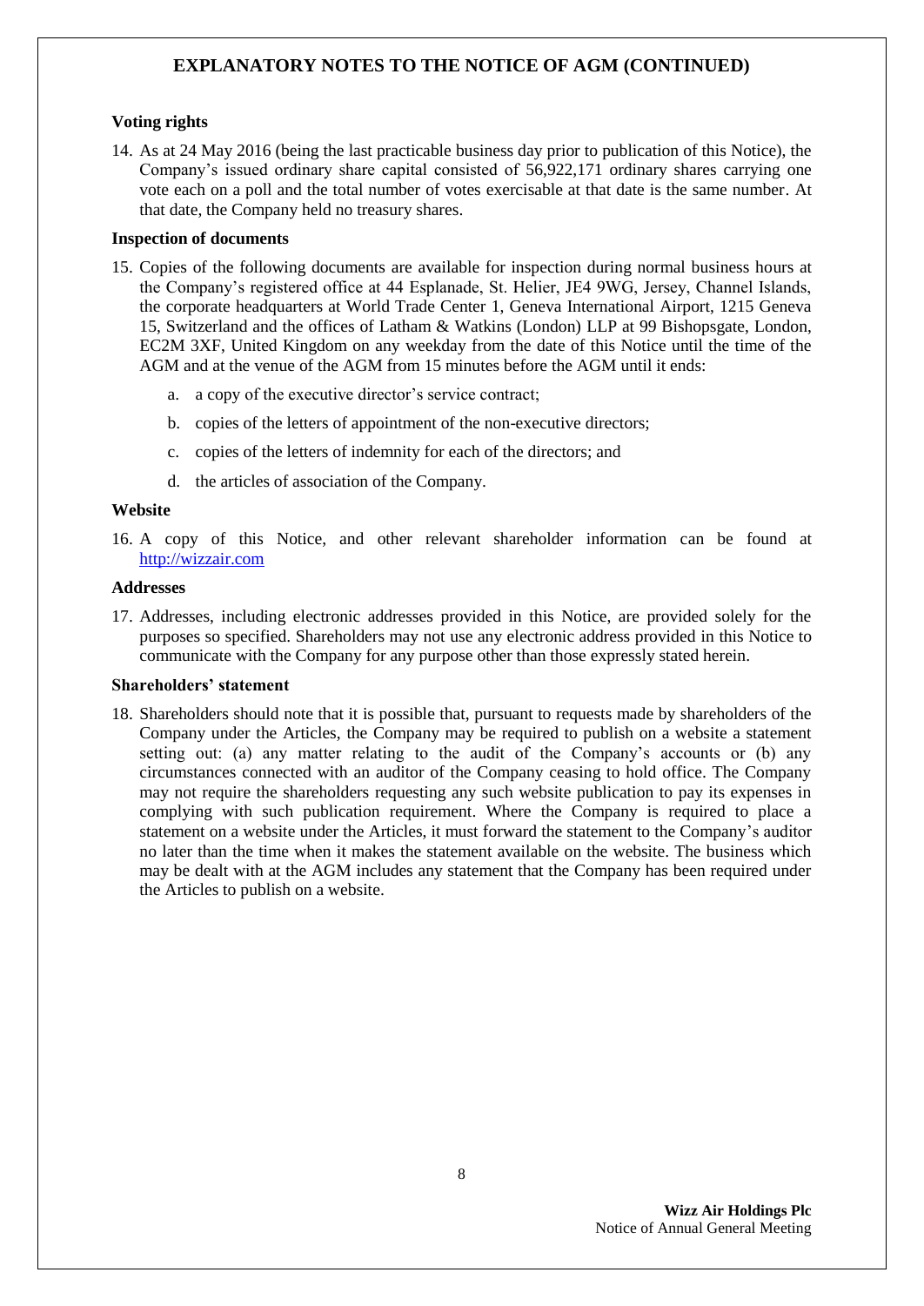## EXPLANATORY NOTES TO THE NOTICE OF AGM (CONTINUED)

### Voting rights

14. As at 24 May 2016 (being the last practicable business day prior to publication of this Notice), the Company's issued ordinary share capital consisted of 56,922,171 ordinary shares carrying one vote each on a poll and the total number of votes exercisable at that date is the same number. At that date, the Company held no treasury shares.

### Inspection of documents

15. Copies of the following documents are available for inspection during normal business hours at the Company's registered office at 44 Esplanade, St. Helier, JE4 9WG, Jersey, Channel Islands, the corporate headquarters at World Trade Center 1, Geneva International Airport, 1215 Geneva 15, Switzerland and the offices of Latham & Watkins (London) LLP at 99 Bishopsgate, London, EC2M 3XF, United Kingdom on any weekday from the date of this Notice until the time of the AGM and at the venue of the AGM from 15 minutes before the AGM until it ends:

    a. a copy of the executive director's service contract;

    b. copies of the letters of appointment of the non-executive directors;

    c. copies of the letters of indemnity for each of the directors; and

    d. the articles of association of the Company.

### Website

16. A copy of this Notice, and other relevant shareholder information can be found at [http://wizzair.com](http://wizzair.com)

### Addresses

17. Addresses, including electronic addresses provided in this Notice, are provided solely for the purposes so specified. Shareholders may not use any electronic address provided in this Notice to communicate with the Company for any purpose other than those expressly stated herein.

### Shareholders' statement

18. Shareholders should note that it is possible that, pursuant to requests made by shareholders of the Company under the Articles, the Company may be required to publish on a website a statement setting out: (a) any matter relating to the audit of the Company's accounts or (b) any circumstances connected with an auditor of the Company ceasing to hold office. The Company may not require the shareholders requesting any such website publication to pay its expenses in complying with such publication requirement. Where the Company is required to place a statement on a website under the Articles, it must forward the statement to the Company's auditor no later than the time when it makes the statement available on the website. The business which may be dealt with at the AGM includes any statement that the Company has been required under the Articles to publish on a website.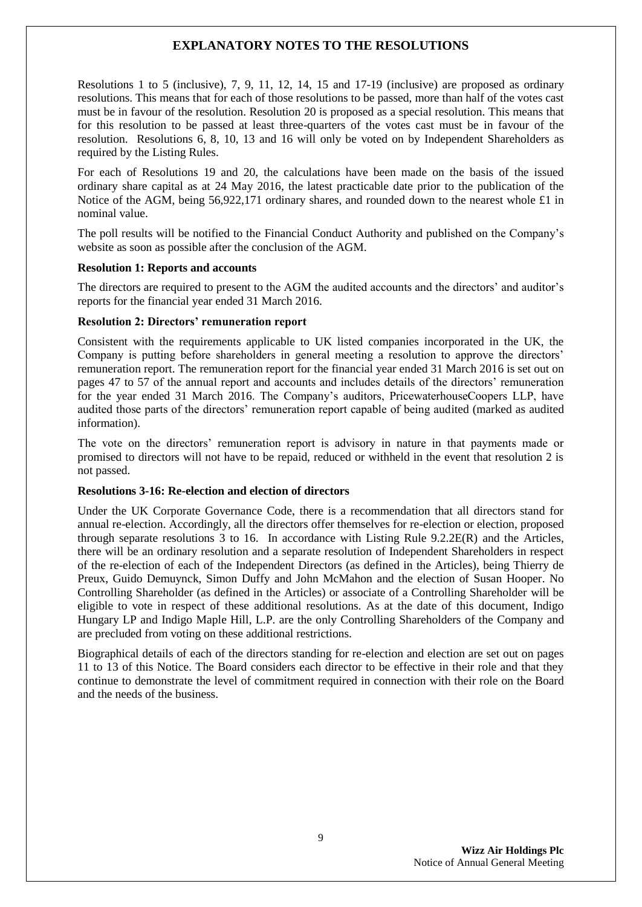# EXPLANATORY NOTES TO THE RESOLUTIONS

Resolutions 1 to 5 (inclusive), 7, 9, 11, 12, 14, 15 and 17-19 (inclusive) are proposed as ordinary resolutions. This means that for each of those resolutions to be passed, more than half of the votes cast must be in favour of the resolution. Resolution 20 is proposed as a special resolution. This means that for this resolution to be passed at least three-quarters of the votes cast must be in favour of the resolution. Resolutions 6, 8, 10, 13 and 16 will only be voted on by Independent Shareholders as required by the Listing Rules.

For each of Resolutions 19 and 20, the calculations have been made on the basis of the issued ordinary share capital as at 24 May 2016, the latest practicable date prior to the publication of the Notice of the AGM, being 56,922,171 ordinary shares, and rounded down to the nearest whole £1 in nominal value.

The poll results will be notified to the Financial Conduct Authority and published on the Company's website as soon as possible after the conclusion of the AGM.

**Resolution 1: Reports and accounts**

The directors are required to present to the AGM the audited accounts and the directors' and auditor's reports for the financial year ended 31 March 2016.

**Resolution 2: Directors' remuneration report**

Consistent with the requirements applicable to UK listed companies incorporated in the UK, the Company is putting before shareholders in general meeting a resolution to approve the directors' remuneration report. The remuneration report for the financial year ended 31 March 2016 is set out on pages 47 to 57 of the annual report and accounts and includes details of the directors' remuneration for the year ended 31 March 2016. The Company's auditors, PricewaterhouseCoopers LLP, have audited those parts of the directors' remuneration report capable of being audited (marked as audited information).

The vote on the directors' remuneration report is advisory in nature in that payments made or promised to directors will not have to be repaid, reduced or withheld in the event that resolution 2 is not passed.

**Resolutions 3-16: Re-election and election of directors**

Under the UK Corporate Governance Code, there is a recommendation that all directors stand for annual re-election. Accordingly, all the directors offer themselves for re-election or election, proposed through separate resolutions 3 to 16. In accordance with Listing Rule 9.2.2E(R) and the Articles, there will be an ordinary resolution and a separate resolution of Independent Shareholders in respect of the re-election of each of the Independent Directors (as defined in the Articles), being Thierry de Preux, Guido Demuynck, Simon Duffy and John McMahon and the election of Susan Hooper. No Controlling Shareholder (as defined in the Articles) or associate of a Controlling Shareholder will be eligible to vote in respect of these additional resolutions. As at the date of this document, Indigo Hungary LP and Indigo Maple Hill, L.P. are the only Controlling Shareholders of the Company and are precluded from voting on these additional restrictions.

Biographical details of each of the directors standing for re-election and election are set out on pages 11 to 13 of this Notice. The Board considers each director to be effective in their role and that they continue to demonstrate the level of commitment required in connection with their role on the Board and the needs of the business.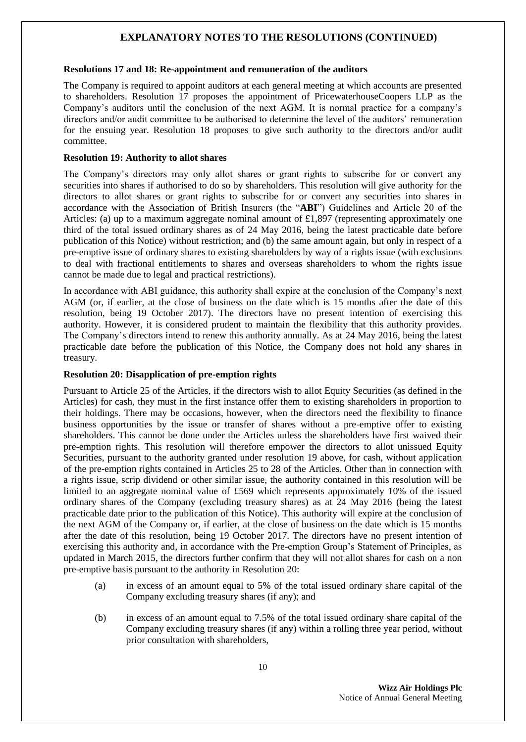## EXPLANATORY NOTES TO THE RESOLUTIONS (CONTINUED)

**Resolutions 17 and 18: Re-appointment and remuneration of the auditors**

The Company is required to appoint auditors at each general meeting at which accounts are presented to shareholders. Resolution 17 proposes the appointment of PricewaterhouseCoopers LLP as the Company's auditors until the conclusion of the next AGM. It is normal practice for a company's directors and/or audit committee to be authorised to determine the level of the auditors' remuneration for the ensuing year. Resolution 18 proposes to give such authority to the directors and/or audit committee.

**Resolution 19: Authority to allot shares**

The Company's directors may only allot shares or grant rights to subscribe for or convert any securities into shares if authorised to do so by shareholders. This resolution will give authority for the directors to allot shares or grant rights to subscribe for or convert any securities into shares in accordance with the Association of British Insurers (the "**ABI**") Guidelines and Article 20 of the Articles: (a) up to a maximum aggregate nominal amount of £1,897 (representing approximately one third of the total issued ordinary shares as of 24 May 2016, being the latest practicable date before publication of this Notice) without restriction; and (b) the same amount again, but only in respect of a pre-emptive issue of ordinary shares to existing shareholders by way of a rights issue (with exclusions to deal with fractional entitlements to shares and overseas shareholders to whom the rights issue cannot be made due to legal and practical restrictions).

In accordance with ABI guidance, this authority shall expire at the conclusion of the Company's next AGM (or, if earlier, at the close of business on the date which is 15 months after the date of this resolution, being 19 October 2017). The directors have no present intention of exercising this authority. However, it is considered prudent to maintain the flexibility that this authority provides. The Company's directors intend to renew this authority annually. As at 24 May 2016, being the latest practicable date before the publication of this Notice, the Company does not hold any shares in treasury.

**Resolution 20: Disapplication of pre-emption rights**

Pursuant to Article 25 of the Articles, if the directors wish to allot Equity Securities (as defined in the Articles) for cash, they must in the first instance offer them to existing shareholders in proportion to their holdings. There may be occasions, however, when the directors need the flexibility to finance business opportunities by the issue or transfer of shares without a pre-emptive offer to existing shareholders. This cannot be done under the Articles unless the shareholders have first waived their pre-emption rights. This resolution will therefore empower the directors to allot unissued Equity Securities, pursuant to the authority granted under resolution 19 above, for cash, without application of the pre-emption rights contained in Articles 25 to 28 of the Articles. Other than in connection with a rights issue, scrip dividend or other similar issue, the authority contained in this resolution will be limited to an aggregate nominal value of £569 which represents approximately 10% of the issued ordinary shares of the Company (excluding treasury shares) as at 24 May 2016 (being the latest practicable date prior to the publication of this Notice). This authority will expire at the conclusion of the next AGM of the Company or, if earlier, at the close of business on the date which is 15 months after the date of this resolution, being 19 October 2017. The directors have no present intention of exercising this authority and, in accordance with the Pre-emption Group's Statement of Principles, as updated in March 2015, the directors further confirm that they will not allot shares for cash on a non pre-emptive basis pursuant to the authority in Resolution 20:

(a) in excess of an amount equal to 5% of the total issued ordinary share capital of the Company excluding treasury shares (if any); and

(b) in excess of an amount equal to 7.5% of the total issued ordinary share capital of the Company excluding treasury shares (if any) within a rolling three year period, without prior consultation with shareholders,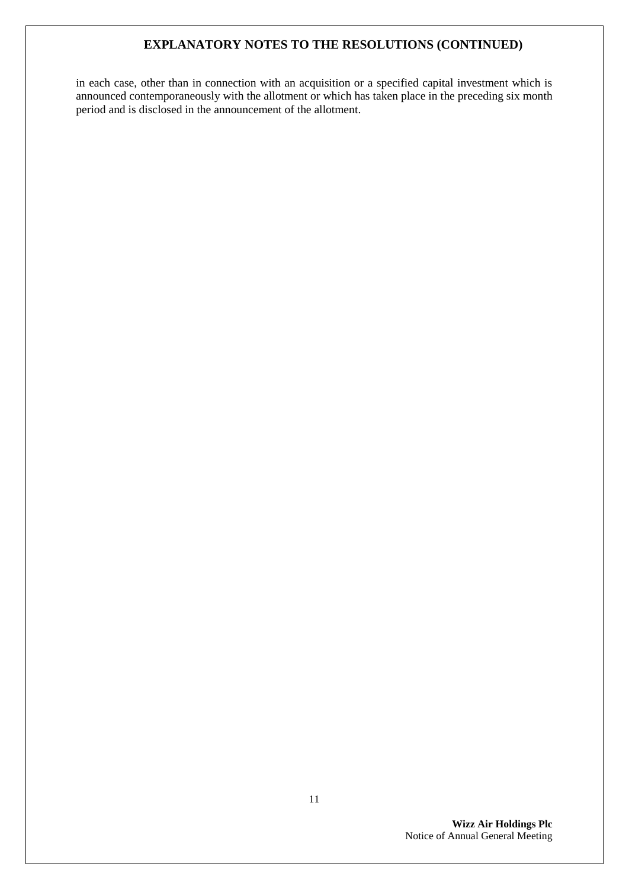## EXPLANATORY NOTES TO THE RESOLUTIONS (CONTINUED)

in each case, other than in connection with an acquisition or a specified capital investment which is announced contemporaneously with the allotment or which has taken place in the preceding six month period and is disclosed in the announcement of the allotment.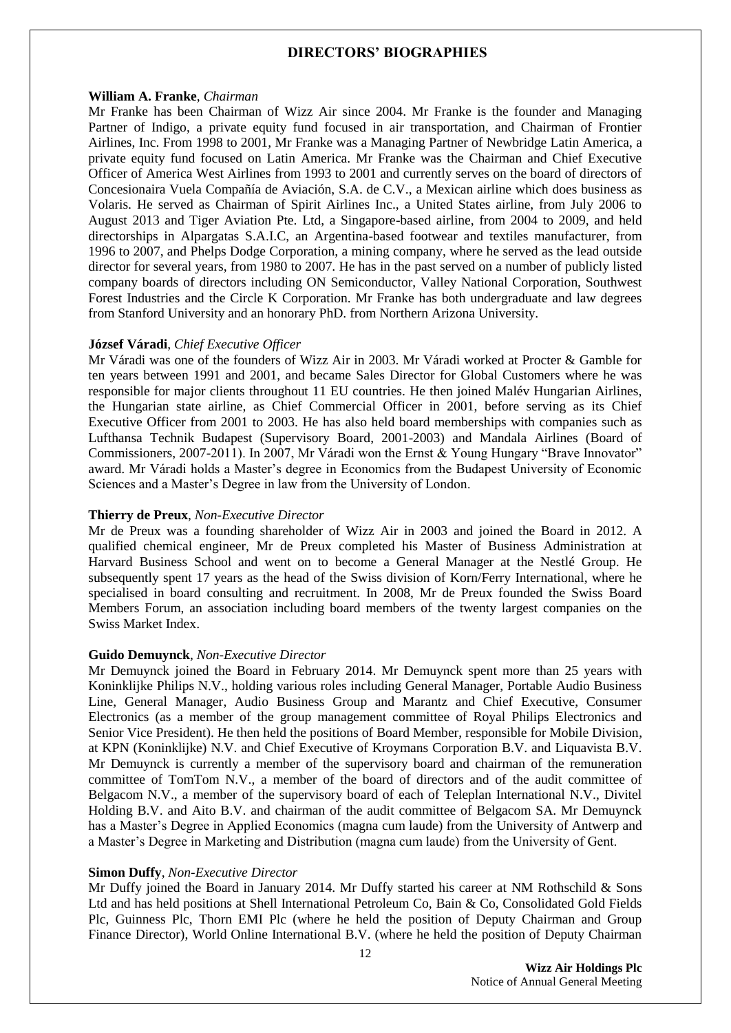## DIRECTORS' BIOGRAPHIES

**William A. Franke**, *Chairman*

Mr Franke has been Chairman of Wizz Air since 2004. Mr Franke is the founder and Managing Partner of Indigo, a private equity fund focused in air transportation, and Chairman of Frontier Airlines, Inc. From 1998 to 2001, Mr Franke was a Managing Partner of Newbridge Latin America, a private equity fund focused on Latin America. Mr Franke was the Chairman and Chief Executive Officer of America West Airlines from 1993 to 2001 and currently serves on the board of directors of Concesionaira Vuela Compañía de Aviación, S.A. de C.V., a Mexican airline which does business as Volaris. He served as Chairman of Spirit Airlines Inc., a United States airline, from July 2006 to August 2013 and Tiger Aviation Pte. Ltd, a Singapore-based airline, from 2004 to 2009, and held directorships in Alpargatas S.A.I.C, an Argentina-based footwear and textiles manufacturer, from 1996 to 2007, and Phelps Dodge Corporation, a mining company, where he served as the lead outside director for several years, from 1980 to 2007. He has in the past served on a number of publicly listed company boards of directors including ON Semiconductor, Valley National Corporation, Southwest Forest Industries and the Circle K Corporation. Mr Franke has both undergraduate and law degrees from Stanford University and an honorary PhD. from Northern Arizona University.

**József Váradi**, *Chief Executive Officer*

Mr Váradi was one of the founders of Wizz Air in 2003. Mr Váradi worked at Procter & Gamble for ten years between 1991 and 2001, and became Sales Director for Global Customers where he was responsible for major clients throughout 11 EU countries. He then joined Malév Hungarian Airlines, the Hungarian state airline, as Chief Commercial Officer in 2001, before serving as its Chief Executive Officer from 2001 to 2003. He has also held board memberships with companies such as Lufthansa Technik Budapest (Supervisory Board, 2001-2003) and Mandala Airlines (Board of Commissioners, 2007-2011). In 2007, Mr Váradi won the Ernst & Young Hungary "Brave Innovator" award. Mr Váradi holds a Master's degree in Economics from the Budapest University of Economic Sciences and a Master's Degree in law from the University of London.

**Thierry de Preux**, *Non-Executive Director*

Mr de Preux was a founding shareholder of Wizz Air in 2003 and joined the Board in 2012. A qualified chemical engineer, Mr de Preux completed his Master of Business Administration at Harvard Business School and went on to become a General Manager at the Nestlé Group. He subsequently spent 17 years as the head of the Swiss division of Korn/Ferry International, where he specialised in board consulting and recruitment. In 2008, Mr de Preux founded the Swiss Board Members Forum, an association including board members of the twenty largest companies on the Swiss Market Index.

**Guido Demuynck**, *Non-Executive Director*

Mr Demuynck joined the Board in February 2014. Mr Demuynck spent more than 25 years with Koninklijke Philips N.V., holding various roles including General Manager, Portable Audio Business Line, General Manager, Audio Business Group and Marantz and Chief Executive, Consumer Electronics (as a member of the group management committee of Royal Philips Electronics and Senior Vice President). He then held the positions of Board Member, responsible for Mobile Division, at KPN (Koninklijke) N.V. and Chief Executive of Kroymans Corporation B.V. and Liquavista B.V. Mr Demuynck is currently a member of the supervisory board and chairman of the remuneration committee of TomTom N.V., a member of the board of directors and of the audit committee of Belgacom N.V., a member of the supervisory board of each of Teleplan International N.V., Divitel Holding B.V. and Aito B.V. and chairman of the audit committee of Belgacom SA. Mr Demuynck has a Master's Degree in Applied Economics (magna cum laude) from the University of Antwerp and a Master's Degree in Marketing and Distribution (magna cum laude) from the University of Gent.

**Simon Duffy**, *Non-Executive Director*

Mr Duffy joined the Board in January 2014. Mr Duffy started his career at NM Rothschild & Sons Ltd and has held positions at Shell International Petroleum Co, Bain & Co, Consolidated Gold Fields Plc, Guinness Plc, Thorn EMI Plc (where he held the position of Deputy Chairman and Group Finance Director), World Online International B.V. (where he held the position of Deputy Chairman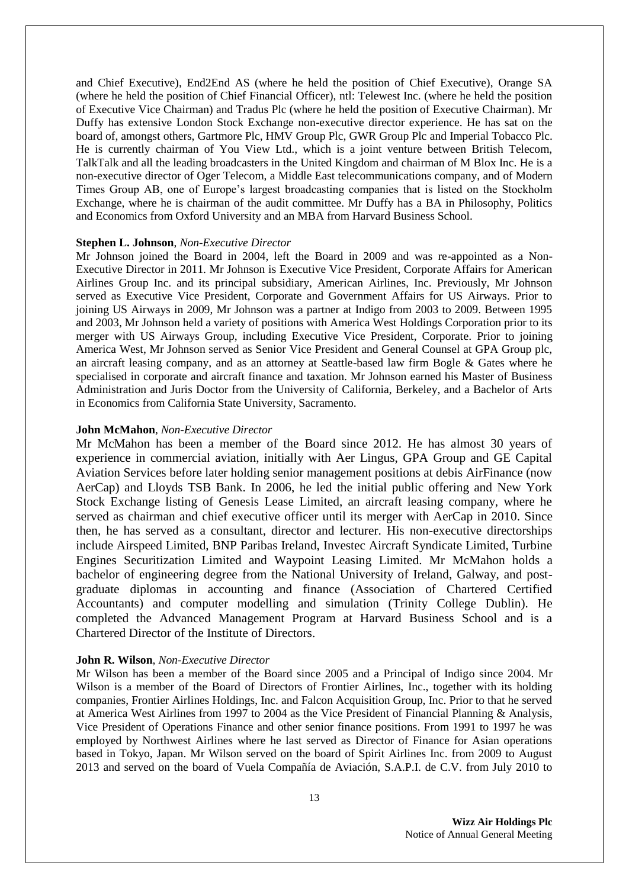and Chief Executive), End2End AS (where he held the position of Chief Executive), Orange SA (where he held the position of Chief Financial Officer), ntl: Telewest Inc. (where he held the position of Executive Vice Chairman) and Tradus Plc (where he held the position of Executive Chairman). Mr Duffy has extensive London Stock Exchange non-executive director experience. He has sat on the board of, amongst others, Gartmore Plc, HMV Group Plc, GWR Group Plc and Imperial Tobacco Plc. He is currently chairman of You View Ltd., which is a joint venture between British Telecom, TalkTalk and all the leading broadcasters in the United Kingdom and chairman of M Blox Inc. He is a non-executive director of Oger Telecom, a Middle East telecommunications company, and of Modern Times Group AB, one of Europe's largest broadcasting companies that is listed on the Stockholm Exchange, where he is chairman of the audit committee. Mr Duffy has a BA in Philosophy, Politics and Economics from Oxford University and an MBA from Harvard Business School.

**Stephen L. Johnson**, *Non-Executive Director*

Mr Johnson joined the Board in 2004, left the Board in 2009 and was re-appointed as a Non-Executive Director in 2011. Mr Johnson is Executive Vice President, Corporate Affairs for American Airlines Group Inc. and its principal subsidiary, American Airlines, Inc. Previously, Mr Johnson served as Executive Vice President, Corporate and Government Affairs for US Airways. Prior to joining US Airways in 2009, Mr Johnson was a partner at Indigo from 2003 to 2009. Between 1995 and 2003, Mr Johnson held a variety of positions with America West Holdings Corporation prior to its merger with US Airways Group, including Executive Vice President, Corporate. Prior to joining America West, Mr Johnson served as Senior Vice President and General Counsel at GPA Group plc, an aircraft leasing company, and as an attorney at Seattle-based law firm Bogle & Gates where he specialised in corporate and aircraft finance and taxation. Mr Johnson earned his Master of Business Administration and Juris Doctor from the University of California, Berkeley, and a Bachelor of Arts in Economics from California State University, Sacramento.

**John McMahon**, *Non-Executive Director*

Mr McMahon has been a member of the Board since 2012. He has almost 30 years of experience in commercial aviation, initially with Aer Lingus, GPA Group and GE Capital Aviation Services before later holding senior management positions at debis AirFinance (now AerCap) and Lloyds TSB Bank. In 2006, he led the initial public offering and New York Stock Exchange listing of Genesis Lease Limited, an aircraft leasing company, where he served as chairman and chief executive officer until its merger with AerCap in 2010. Since then, he has served as a consultant, director and lecturer. His non-executive directorships include Airspeed Limited, BNP Paribas Ireland, Investec Aircraft Syndicate Limited, Turbine Engines Securitization Limited and Waypoint Leasing Limited. Mr McMahon holds a bachelor of engineering degree from the National University of Ireland, Galway, and post-graduate diplomas in accounting and finance (Association of Chartered Certified Accountants) and computer modelling and simulation (Trinity College Dublin). He completed the Advanced Management Program at Harvard Business School and is a Chartered Director of the Institute of Directors.

**John R. Wilson**, *Non-Executive Director*

Mr Wilson has been a member of the Board since 2005 and a Principal of Indigo since 2004. Mr Wilson is a member of the Board of Directors of Frontier Airlines, Inc., together with its holding companies, Frontier Airlines Holdings, Inc. and Falcon Acquisition Group, Inc. Prior to that he served at America West Airlines from 1997 to 2004 as the Vice President of Financial Planning & Analysis, Vice President of Operations Finance and other senior finance positions. From 1991 to 1997 he was employed by Northwest Airlines where he last served as Director of Finance for Asian operations based in Tokyo, Japan. Mr Wilson served on the board of Spirit Airlines Inc. from 2009 to August 2013 and served on the board of Vuela Compañía de Aviación, S.A.P.I. de C.V. from July 2010 to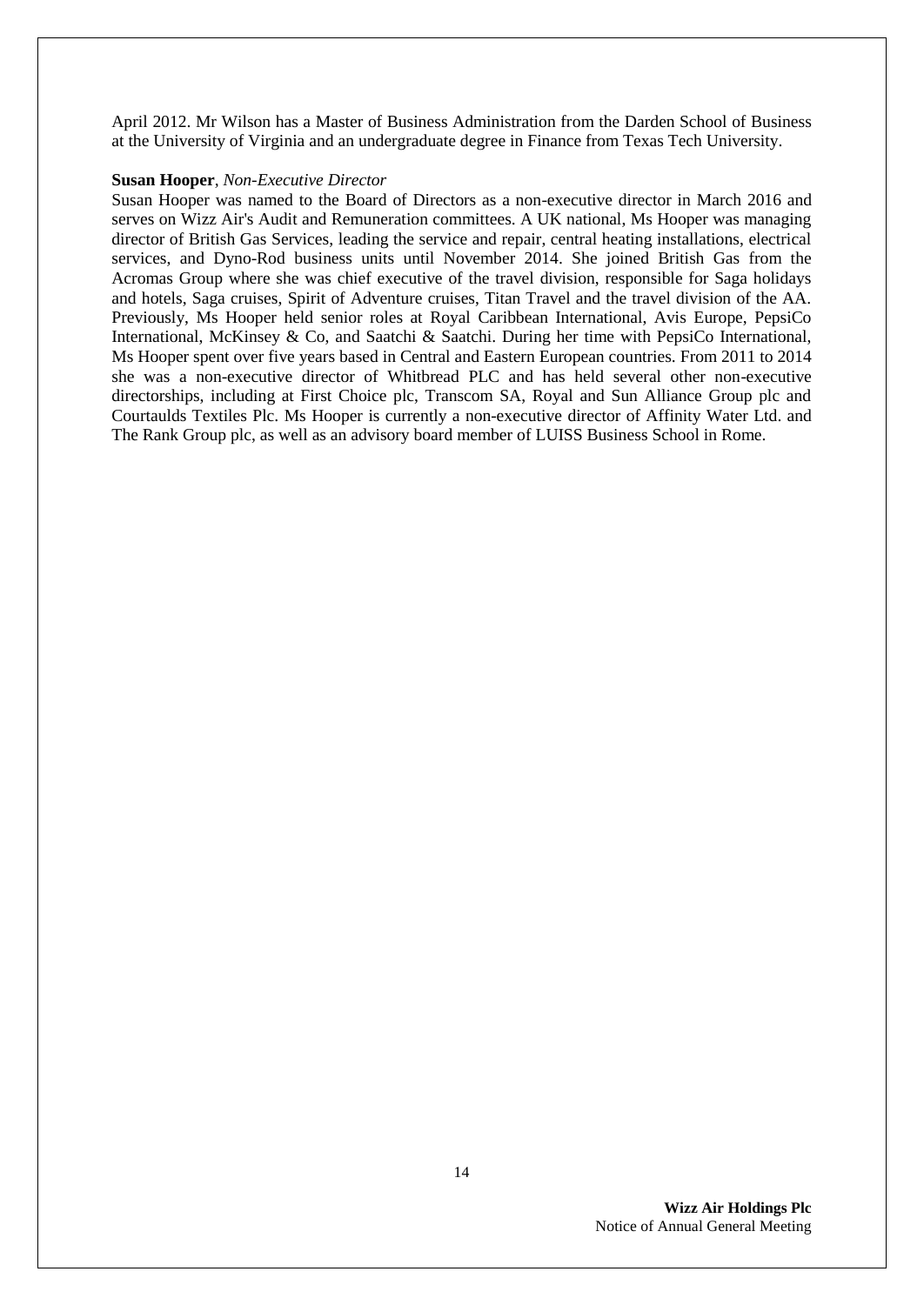April 2012. Mr Wilson has a Master of Business Administration from the Darden School of Business at the University of Virginia and an undergraduate degree in Finance from Texas Tech University.

**Susan Hooper**, *Non-Executive Director*

Susan Hooper was named to the Board of Directors as a non-executive director in March 2016 and serves on Wizz Air's Audit and Remuneration committees. A UK national, Ms Hooper was managing director of British Gas Services, leading the service and repair, central heating installations, electrical services, and Dyno-Rod business units until November 2014. She joined British Gas from the Acromas Group where she was chief executive of the travel division, responsible for Saga holidays and hotels, Saga cruises, Spirit of Adventure cruises, Titan Travel and the travel division of the AA. Previously, Ms Hooper held senior roles at Royal Caribbean International, Avis Europe, PepsiCo International, McKinsey & Co, and Saatchi & Saatchi. During her time with PepsiCo International, Ms Hooper spent over five years based in Central and Eastern European countries. From 2011 to 2014 she was a non-executive director of Whitbread PLC and has held several other non-executive directorships, including at First Choice plc, Transcom SA, Royal and Sun Alliance Group plc and Courtaulds Textiles Plc. Ms Hooper is currently a non-executive director of Affinity Water Ltd. and The Rank Group plc, as well as an advisory board member of LUISS Business School in Rome.